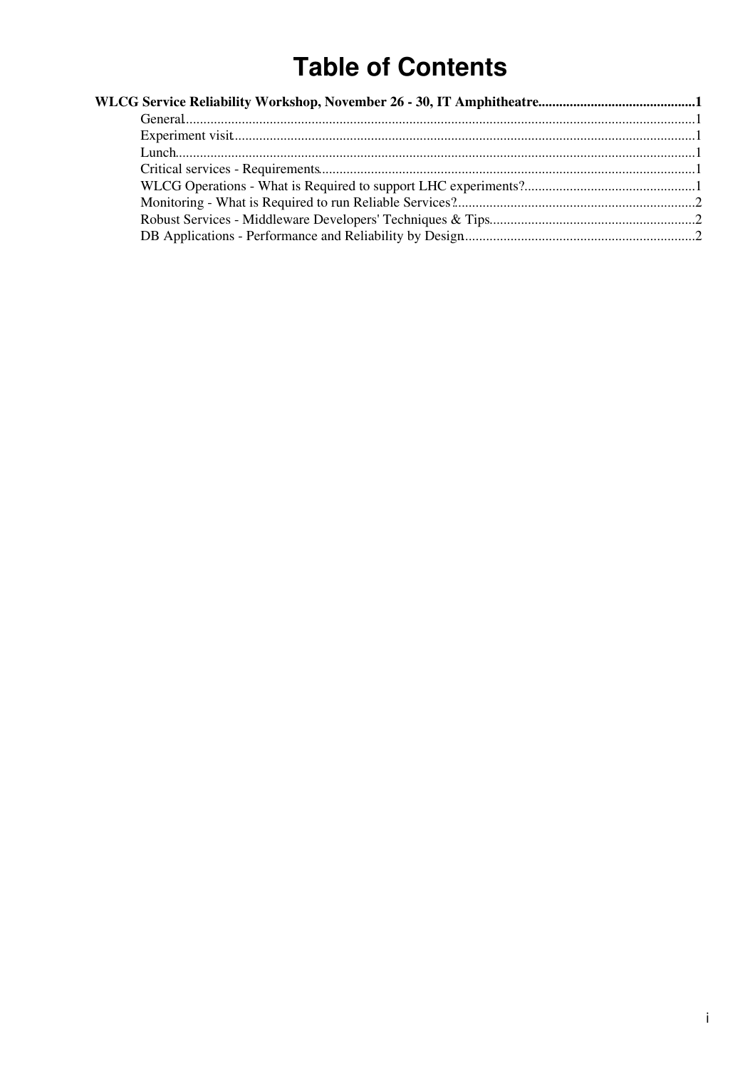# Table of Contents

**WLCG Service Reliability Workshop, November 26 - 30, IT Amphitheatre.............................................1**

- General.................................................................................................................................1
- Experiment visit...................................................................................................................1
- Lunch....................................................................................................................................1
- Critical services - Requirements..........................................................................................1
- WLCG Operations - What is Required to support LHC experiments?................................................1
- Monitoring - What is Required to run Reliable Services?....................................................................2
- Robust Services - Middleware Developers' Techniques & Tips...........................................................2
- DB Applications - Performance and Reliability by Design.................................................................2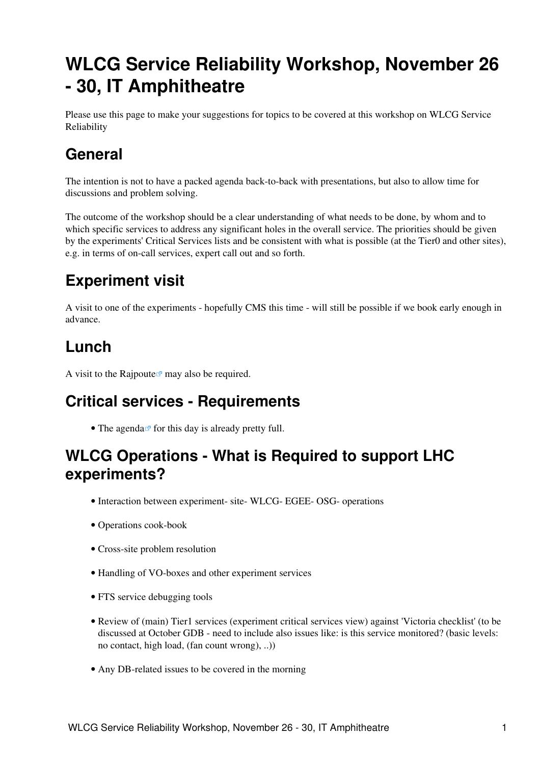# WLCG Service Reliability Workshop, November 26 - 30, IT Amphitheatre

Please use this page to make your suggestions for topics to be covered at this workshop on WLCG Service Reliability

## General

The intention is not to have a packed agenda back-to-back with presentations, but also to allow time for discussions and problem solving.

The outcome of the workshop should be a clear understanding of what needs to be done, by whom and to which specific services to address any significant holes in the overall service. The priorities should be given by the experiments' Critical Services lists and be consistent with what is possible (at the Tier0 and other sites), e.g. in terms of on-call services, expert call out and so forth.

## Experiment visit

A visit to one of the experiments - hopefully CMS this time - will still be possible if we book early enough in advance.

## Lunch

A visit to the Rajpoute may also be required.

## Critical services - Requirements

- The agenda for this day is already pretty full.

## WLCG Operations - What is Required to support LHC experiments?

- Interaction between experiment- site- WLCG- EGEE- OSG- operations
- Operations cook-book
- Cross-site problem resolution
- Handling of VO-boxes and other experiment services
- FTS service debugging tools
- Review of (main) Tier1 services (experiment critical services view) against 'Victoria checklist' (to be discussed at October GDB - need to include also issues like: is this service monitored? (basic levels: no contact, high load, (fan count wrong), ..))
- Any DB-related issues to be covered in the morning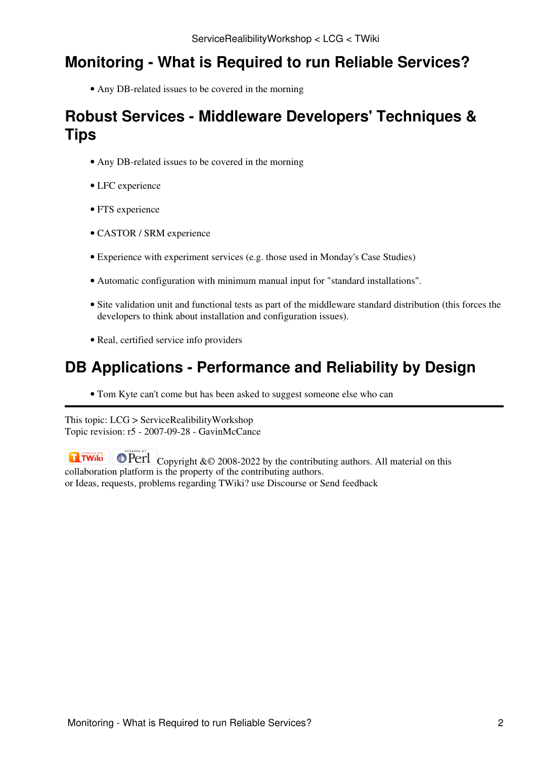## Monitoring - What is Required to run Reliable Services?

- Any DB-related issues to be covered in the morning

## Robust Services - Middleware Developers' Techniques & Tips

- Any DB-related issues to be covered in the morning
- LFC experience
- FTS experience
- CASTOR / SRM experience
- Experience with experiment services (e.g. those used in Monday's Case Studies)
- Automatic configuration with minimum manual input for "standard installations".
- Site validation unit and functional tests as part of the middleware standard distribution (this forces the developers to think about installation and configuration issues).
- Real, certified service info providers

## DB Applications - Performance and Reliability by Design

- Tom Kyte can't come but has been asked to suggest someone else who can

---

This topic: LCG > ServiceRealibilityWorkshop
Topic revision: r5 - 2007-09-28 - GavinMcCance

Copyright &© 2008-2022 by the contributing authors. All material on this collaboration platform is the property of the contributing authors.
or Ideas, requests, problems regarding TWiki? use Discourse or Send feedback